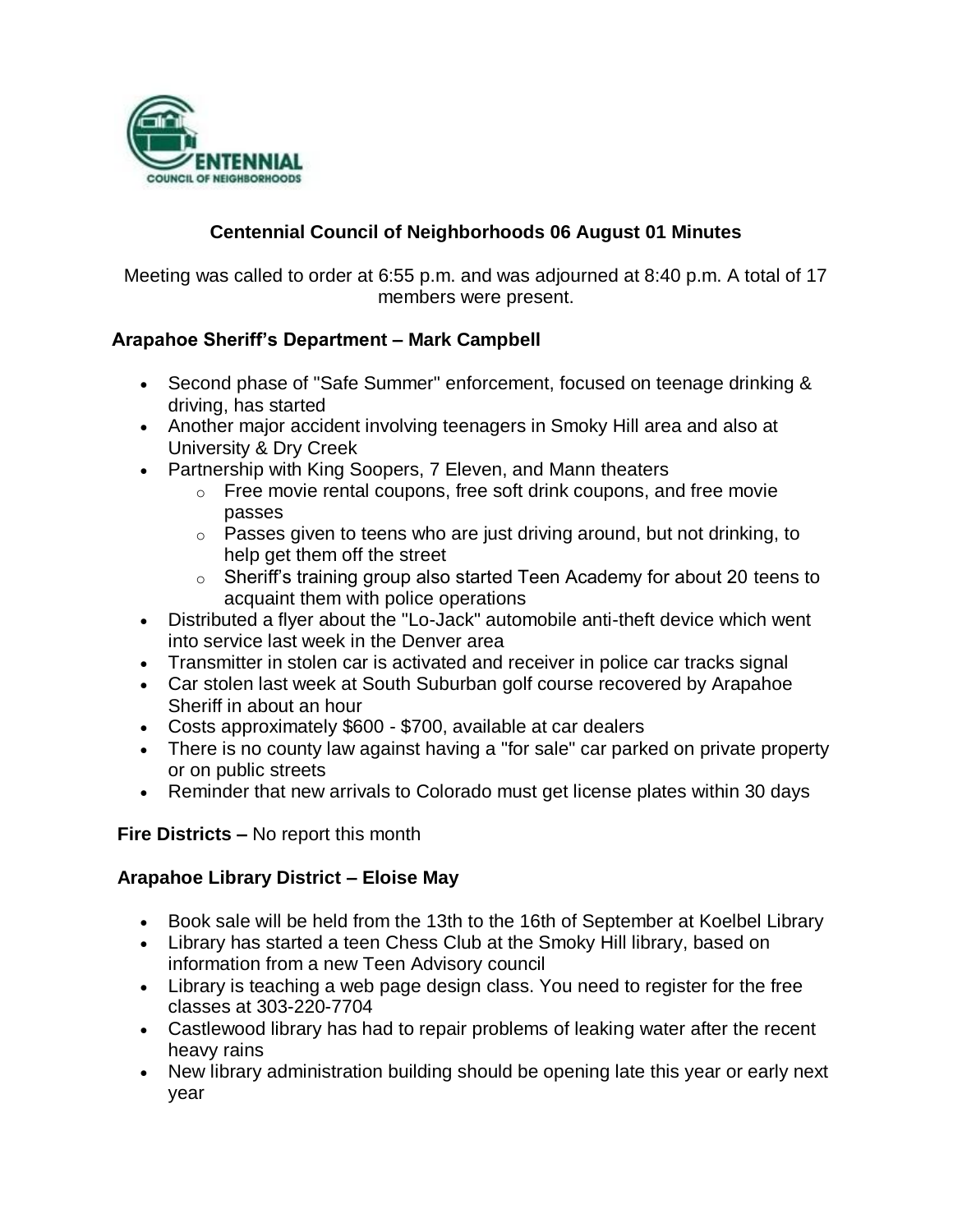# Centennial Council of Neighborhoods 06 August 01 Minutes

Meeting was called to order at 6:55 p.m. and was adjourned at 8:40 p.m. A total of 17 members were present.

## Arapahoe Sheriff's Department – Mark Campbell

- Second phase of "Safe Summer" enforcement, focused on teenage drinking & driving, has started
- Another major accident involving teenagers in Smoky Hill area and also at University & Dry Creek
- Partnership with King Soopers, 7 Eleven, and Mann theaters
  - Free movie rental coupons, free soft drink coupons, and free movie passes
  - Passes given to teens who are just driving around, but not drinking, to help get them off the street
  - Sheriff's training group also started Teen Academy for about 20 teens to acquaint them with police operations
- Distributed a flyer about the "Lo-Jack" automobile anti-theft device which went into service last week in the Denver area
- Transmitter in stolen car is activated and receiver in police car tracks signal
- Car stolen last week at South Suburban golf course recovered by Arapahoe Sheriff in about an hour
- Costs approximately $600 - $700, available at car dealers
- There is no county law against having a "for sale" car parked on private property or on public streets
- Reminder that new arrivals to Colorado must get license plates within 30 days

**Fire Districts –** No report this month

## Arapahoe Library District – Eloise May

- Book sale will be held from the 13th to the 16th of September at Koelbel Library
- Library has started a teen Chess Club at the Smoky Hill library, based on information from a new Teen Advisory council
- Library is teaching a web page design class. You need to register for the free classes at 303-220-7704
- Castlewood library has had to repair problems of leaking water after the recent heavy rains
- New library administration building should be opening late this year or early next year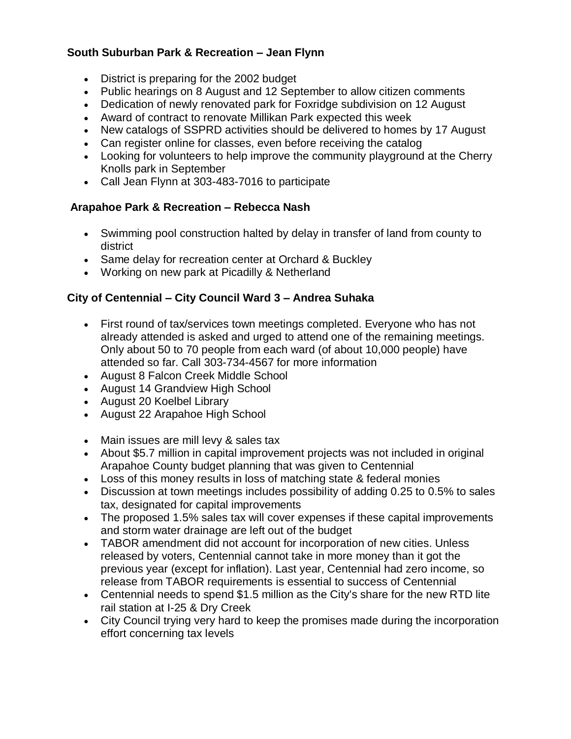**South Suburban Park & Recreation – Jean Flynn**

- District is preparing for the 2002 budget
- Public hearings on 8 August and 12 September to allow citizen comments
- Dedication of newly renovated park for Foxridge subdivision on 12 August
- Award of contract to renovate Millikan Park expected this week
- New catalogs of SSPRD activities should be delivered to homes by 17 August
- Can register online for classes, even before receiving the catalog
- Looking for volunteers to help improve the community playground at the Cherry Knolls park in September
- Call Jean Flynn at 303-483-7016 to participate

**Arapahoe Park & Recreation – Rebecca Nash**

- Swimming pool construction halted by delay in transfer of land from county to district
- Same delay for recreation center at Orchard & Buckley
- Working on new park at Picadilly & Netherland

**City of Centennial – City Council Ward 3 – Andrea Suhaka**

- First round of tax/services town meetings completed. Everyone who has not already attended is asked and urged to attend one of the remaining meetings. Only about 50 to 70 people from each ward (of about 10,000 people) have attended so far. Call 303-734-4567 for more information
- August 8 Falcon Creek Middle School
- August 14 Grandview High School
- August 20 Koelbel Library
- August 22 Arapahoe High School

- Main issues are mill levy & sales tax
- About $5.7 million in capital improvement projects was not included in original Arapahoe County budget planning that was given to Centennial
- Loss of this money results in loss of matching state & federal monies
- Discussion at town meetings includes possibility of adding 0.25 to 0.5% to sales tax, designated for capital improvements
- The proposed 1.5% sales tax will cover expenses if these capital improvements and storm water drainage are left out of the budget
- TABOR amendment did not account for incorporation of new cities. Unless released by voters, Centennial cannot take in more money than it got the previous year (except for inflation). Last year, Centennial had zero income, so release from TABOR requirements is essential to success of Centennial
- Centennial needs to spend $1.5 million as the City's share for the new RTD lite rail station at I-25 & Dry Creek
- City Council trying very hard to keep the promises made during the incorporation effort concerning tax levels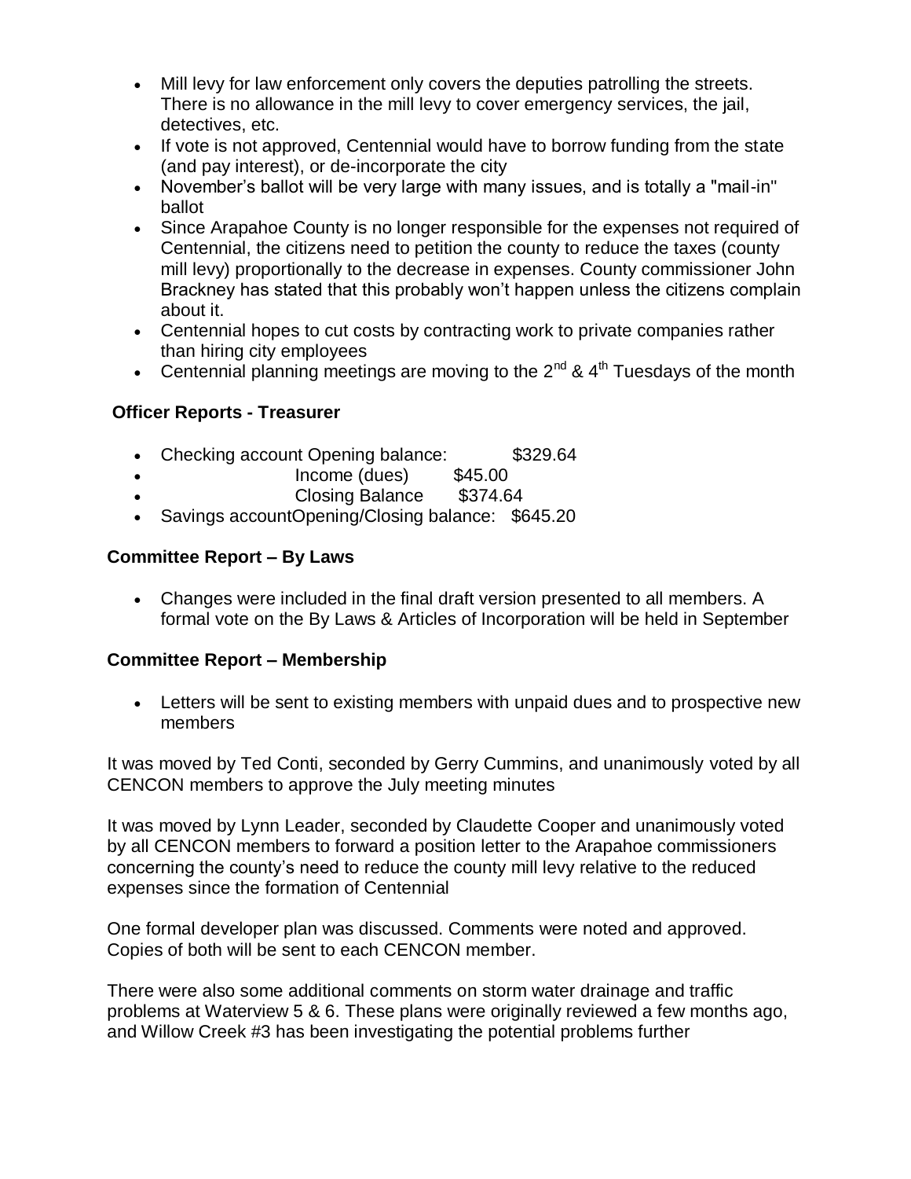- Mill levy for law enforcement only covers the deputies patrolling the streets. There is no allowance in the mill levy to cover emergency services, the jail, detectives, etc.
- If vote is not approved, Centennial would have to borrow funding from the state (and pay interest), or de-incorporate the city
- November's ballot will be very large with many issues, and is totally a "mail-in" ballot
- Since Arapahoe County is no longer responsible for the expenses not required of Centennial, the citizens need to petition the county to reduce the taxes (county mill levy) proportionally to the decrease in expenses. County commissioner John Brackney has stated that this probably won't happen unless the citizens complain about it.
- Centennial hopes to cut costs by contracting work to private companies rather than hiring city employees
- Centennial planning meetings are moving to the 2nd & 4th Tuesdays of the month

**Officer Reports - Treasurer**

- Checking account Opening balance: $329.64
- Income (dues) $45.00
- Closing Balance $374.64
- Savings accountOpening/Closing balance: $645.20

**Committee Report – By Laws**

- Changes were included in the final draft version presented to all members. A formal vote on the By Laws & Articles of Incorporation will be held in September

**Committee Report – Membership**

- Letters will be sent to existing members with unpaid dues and to prospective new members

It was moved by Ted Conti, seconded by Gerry Cummins, and unanimously voted by all CENCON members to approve the July meeting minutes

It was moved by Lynn Leader, seconded by Claudette Cooper and unanimously voted by all CENCON members to forward a position letter to the Arapahoe commissioners concerning the county's need to reduce the county mill levy relative to the reduced expenses since the formation of Centennial

One formal developer plan was discussed. Comments were noted and approved. Copies of both will be sent to each CENCON member.

There were also some additional comments on storm water drainage and traffic problems at Waterview 5 & 6. These plans were originally reviewed a few months ago, and Willow Creek #3 has been investigating the potential problems further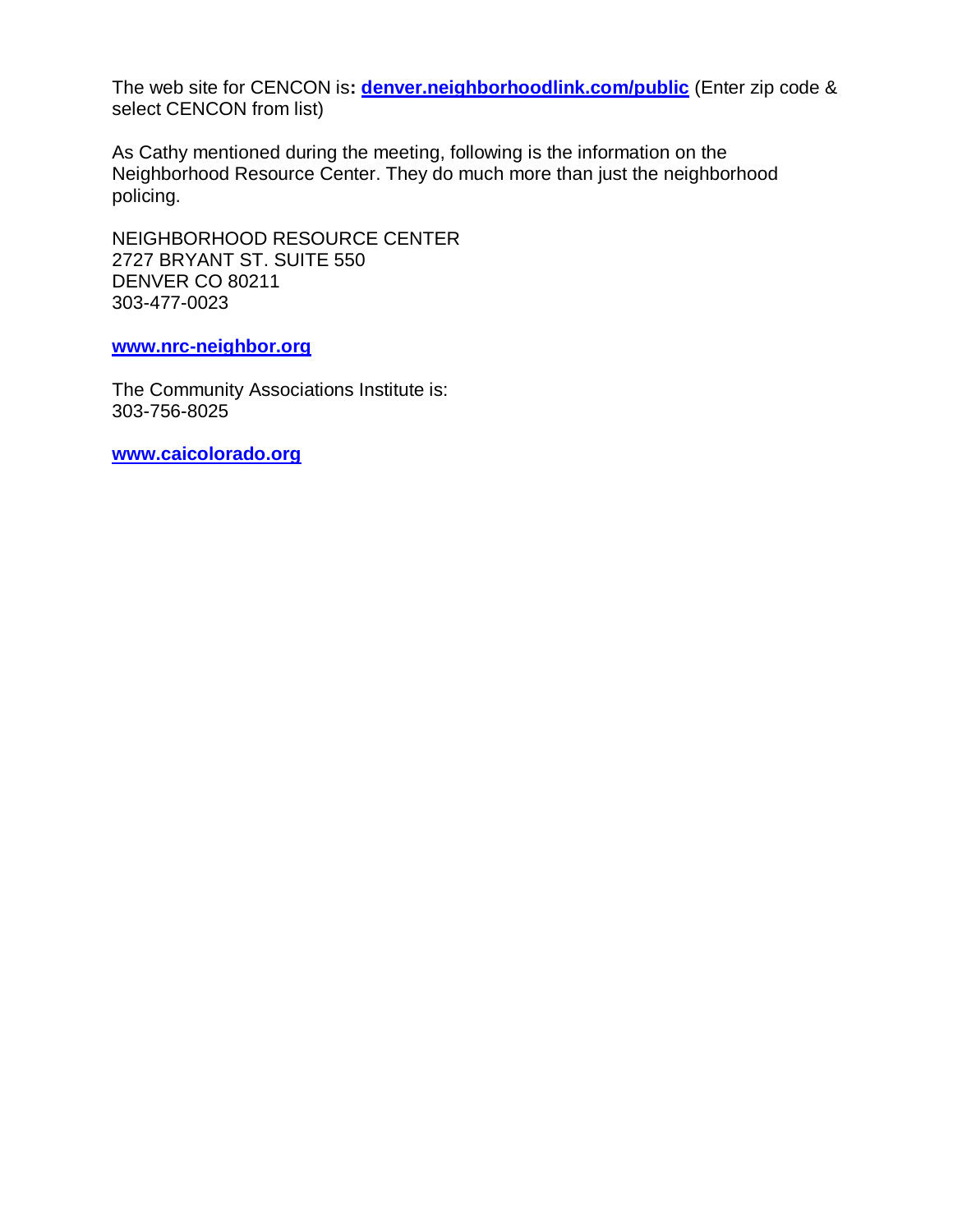The web site for CENCON is**:** **[denver.neighborhoodlink.com/public](denver.neighborhoodlink.com/public)** (Enter zip code & select CENCON from list)

As Cathy mentioned during the meeting, following is the information on the Neighborhood Resource Center. They do much more than just the neighborhood policing.

NEIGHBORHOOD RESOURCE CENTER
2727 BRYANT ST. SUITE 550
DENVER CO 80211
303-477-0023

**[www.nrc-neighbor.org](www.nrc-neighbor.org)**

The Community Associations Institute is:
303-756-8025

**[www.caicolorado.org](www.caicolorado.org)**